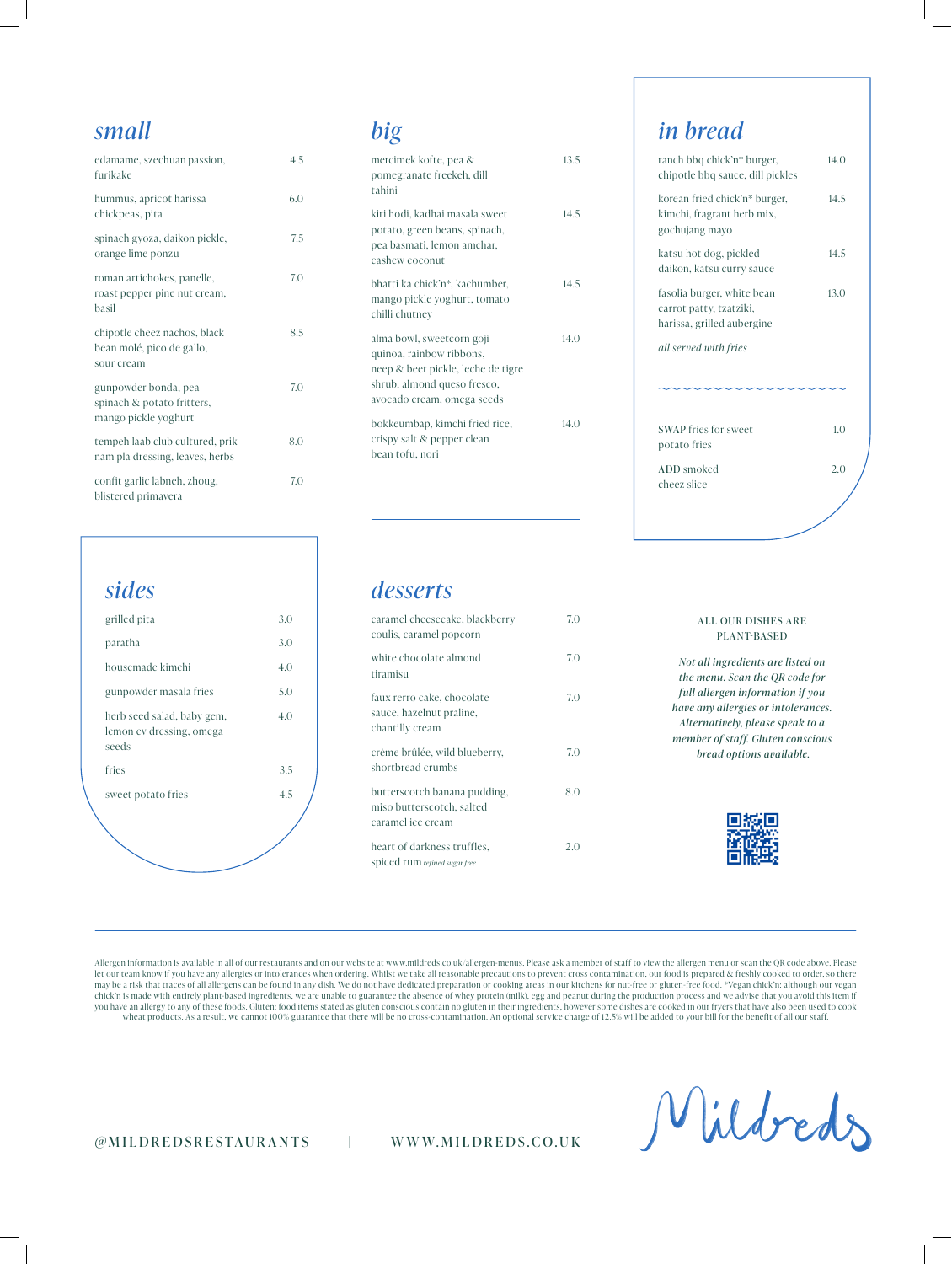## small

| | |
|---|---|
| edamame, szechuan passion, furikake | 4.5 |
| hummus, apricot harissa chickpeas, pita | 6.0 |
| spinach gyoza, daikon pickle, orange lime ponzu | 7.5 |
| roman artichokes, panelle, roast pepper pine nut cream, basil | 7.0 |
| chipotle cheez nachos, black bean molé, pico de gallo, sour cream | 8.5 |
| gunpowder bonda, pea spinach & potato fritters, mango pickle yoghurt | 7.0 |
| tempeh laab club cultured, prik nam pla dressing, leaves, herbs | 8.0 |
| confit garlic labneh, zhoug, blistered primavera | 7.0 |

## big

| | |
|---|---|
| mercimek kofte, pea & pomegranate freekeh, dill tahini | 13.5 |
| kiri hodi, kadhai masala sweet potato, green beans, spinach, pea basmati, lemon amchar, cashew coconut | 14.5 |
| bhatti ka chick'n*, kachumber, mango pickle yoghurt, tomato chilli chutney | 14.5 |
| alma bowl, sweetcorn goji quinoa, rainbow ribbons, neep & beet pickle, leche de tigre shrub, almond queso fresco, avocado cream, omega seeds | 14.0 |
| bokkeumbap, kimchi fried rice, crispy salt & pepper clean bean tofu, nori | 14.0 |

## in bread

| | |
|---|---|
| ranch bbq chick'n* burger, chipotle bbq sauce, dill pickles | 14.0 |
| korean fried chick'n* burger, kimchi, fragrant herb mix, gochujang mayo | 14.5 |
| katsu hot dog, pickled daikon, katsu curry sauce | 14.5 |
| fasolia burger, white bean carrot patty, tzatziki, harissa, grilled aubergine | 13.0 |

*all served with fries*

| | |
|---|---|
| SWAP fries for sweet potato fries | 1.0 |
| ADD smoked cheez slice | 2.0 |

## sides

| | |
|---|---|
| grilled pita | 3.0 |
| paratha | 3.0 |
| housemade kimchi | 4.0 |
| gunpowder masala fries | 5.0 |
| herb seed salad, baby gem, lemon ev dressing, omega seeds | 4.0 |
| fries | 3.5 |
| sweet potato fries | 4.5 |

## desserts

| | |
|---|---|
| caramel cheesecake, blackberry coulis, caramel popcorn | 7.0 |
| white chocolate almond tiramisu | 7.0 |
| faux rerro cake, chocolate sauce, hazelnut praline, chantilly cream | 7.0 |
| crème brûlée, wild blueberry, shortbread crumbs | 7.0 |
| butterscotch banana pudding, miso butterscotch, salted caramel ice cream | 8.0 |
| heart of darkness truffles, spiced rum *refined sugar free* | 2.0 |

ALL OUR DISHES ARE PLANT-BASED

*Not all ingredients are listed on the menu. Scan the QR code for full allergen information if you have any allergies or intolerances. Alternatively, please speak to a member of staff. Gluten conscious bread options available.*

Allergen information is available in all of our restaurants and on our website at www.mildreds.co.uk/allergen-menus. Please ask a member of staff to view the allergen menu or scan the QR code above. Please let our team know if you have any allergies or intolerances when ordering. Whilst we take all reasonable precautions to prevent cross contamination, our food is prepared & freshly cooked to order, so there may be a risk that traces of all allergens can be found in any dish. We do not have dedicated preparation or cooking areas in our kitchens for nut-free or gluten-free food. *Vegan chick'n: although our vegan chick'n is made with entirely plant-based ingredients, we are unable to guarantee the absence of whey protein (milk), egg and peanut during the production process and we advise that you avoid this item if you have an allergy to any of these foods. Gluten: food items stated as gluten conscious contain no gluten in their ingredients, however some dishes are cooked in our fryers that have also been used to cook wheat products. As a result, we cannot 100% guarantee that there will be no cross-contamination. An optional service charge of 12.5% will be added to your bill for the benefit of all our staff.

@MILDREDSRESTAURANTS | WWW.MILDREDS.CO.UK

Mildreds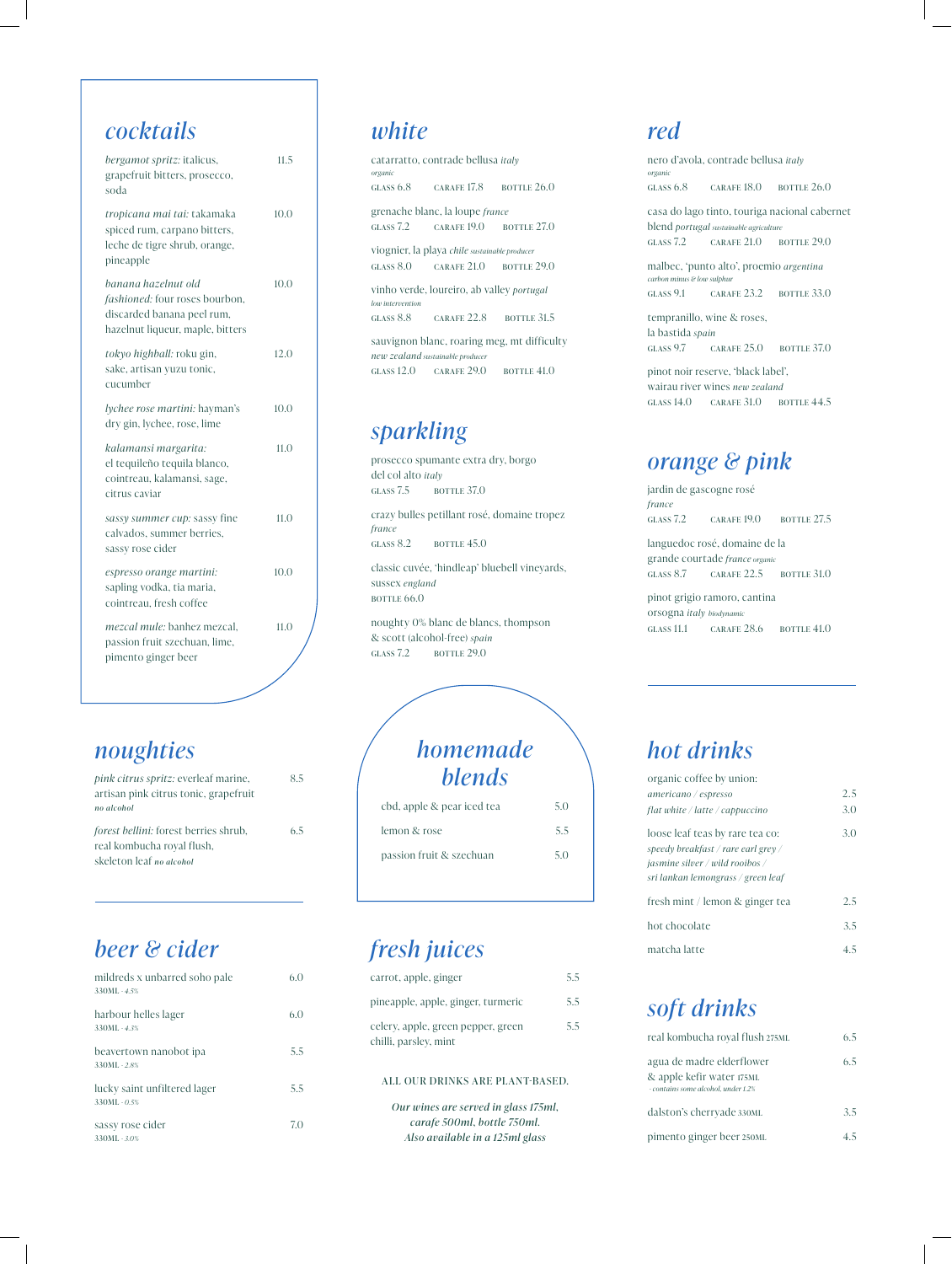## cocktails

| | |
|---|---|
| *bergamot spritz:* italicus, grapefruit bitters, prosecco, soda | 11.5 |
| *tropicana mai tai:* takamaka spiced rum, carpano bitters, leche de tigre shrub, orange, pineapple | 10.0 |
| *banana hazelnut old fashioned:* four roses bourbon, discarded banana peel rum, hazelnut liqueur, maple, bitters | 10.0 |
| *tokyo highball:* roku gin, sake, artisan yuzu tonic, cucumber | 12.0 |
| *lychee rose martini:* hayman's dry gin, lychee, rose, lime | 10.0 |
| *kalamansi margarita:* el tequileño tequila blanco, cointreau, kalamansi, sage, citrus caviar | 11.0 |
| *sassy summer cup:* sassy fine calvados, summer berries, sassy rose cider | 11.0 |
| *espresso orange martini:* sapling vodka, tia maria, cointreau, fresh coffee | 10.0 |
| *mezcal mule:* banhez mezcal, passion fruit szechuan, lime, pimento ginger beer | 11.0 |

## noughties

| | |
|---|---|
| *pink citrus spritz:* everleaf marine, artisan pink citrus tonic, grapefruit *no alcohol* | 8.5 |
| *forest bellini:* forest berries shrub, real kombucha royal flush, skeleton leaf *no alcohol* | 6.5 |

## beer & cider

| | |
|---|---|
| mildreds x unbarred soho pale 330ML - *4.5%* | 6.0 |
| harbour helles lager 330ML - *4.3%* | 6.0 |
| beavertown nanobot ipa 330ML - *2.8%* | 5.5 |
| lucky saint unfiltered lager 330ML - *0.5%* | 5.5 |
| sassy rose cider 330ML - *3.0%* | 7.0 |

## white

catarratto, contrade bellusa *italy*
*organic*
GLASS 6.8 CARAFE 17.8 BOTTLE 26.0

grenache blanc, la loupe *france*
GLASS 7.2 CARAFE 19.0 BOTTLE 27.0

viognier, la playa *chile sustainable producer*
GLASS 8.0 CARAFE 21.0 BOTTLE 29.0

vinho verde, loureiro, ab valley *portugal*
*low intervention*
GLASS 8.8 CARAFE 22.8 BOTTLE 31.5

sauvignon blanc, roaring meg, mt difficulty *new zealand sustainable producer*
GLASS 12.0 CARAFE 29.0 BOTTLE 41.0

## sparkling

prosecco spumante extra dry, borgo del col alto *italy*
GLASS 7.5 BOTTLE 37.0

crazy bulles petillant rosé, domaine tropez *france*
GLASS 8.2 BOTTLE 45.0

classic cuvée, 'hindleap' bluebell vineyards, sussex *england*
BOTTLE 66.0

noughty 0% blanc de blancs, thompson & scott (alcohol-free) *spain*
GLASS 7.2 BOTTLE 29.0

## homemade blends

| | |
|---|---|
| cbd, apple & pear iced tea | 5.0 |
| lemon & rose | 5.5 |
| passion fruit & szechuan | 5.0 |

## fresh juices

| | |
|---|---|
| carrot, apple, ginger | 5.5 |
| pineapple, apple, ginger, turmeric | 5.5 |
| celery, apple, green pepper, green chilli, parsley, mint | 5.5 |

ALL OUR DRINKS ARE PLANT-BASED.

*Our wines are served in glass 175ml, carafe 500ml, bottle 750ml. Also available in a 125ml glass*

## red

nero d'avola, contrade bellusa *italy*
*organic*
GLASS 6.8 CARAFE 18.0 BOTTLE 26.0

casa do lago tinto, touriga nacional cabernet blend *portugal sustainable agriculture*
GLASS 7.2 CARAFE 21.0 BOTTLE 29.0

malbec, 'punto alto', proemio *argentina*
*carbon minus & low sulphur*
GLASS 9.1 CARAFE 23.2 BOTTLE 33.0

tempranillo, wine & roses, la bastida *spain*
GLASS 9.7 CARAFE 25.0 BOTTLE 37.0

pinot noir reserve, 'black label', wairau river wines *new zealand*
GLASS 14.0 CARAFE 31.0 BOTTLE 44.5

## orange & pink

jardin de gascogne rosé *france*
GLASS 7.2 CARAFE 19.0 BOTTLE 27.5

languedoc rosé, domaine de la grande courtade *france organic*
GLASS 8.7 CARAFE 22.5 BOTTLE 31.0

pinot grigio ramoro, cantina orsogna *italy biodynamic*
GLASS 11.1 CARAFE 28.6 BOTTLE 41.0

## hot drinks

| | |
|---|---|
| organic coffee by union: | |
| *americano / espresso* | 2.5 |
| *flat white / latte / cappuccino* | 3.0 |
| loose leaf teas by rare tea co: *speedy breakfast / rare earl grey / jasmine silver / wild rooibos / sri lankan lemongrass / green leaf* | 3.0 |
| fresh mint / lemon & ginger tea | 2.5 |
| hot chocolate | 3.5 |
| matcha latte | 4.5 |

## soft drinks

| | |
|---|---|
| real kombucha royal flush 275ML | 6.5 |
| agua de madre elderflower & apple kefir water 175ML *- contains some alcohol, under 1.2%* | 6.5 |
| dalston's cherryade 330ML | 3.5 |
| pimento ginger beer 250ML | 4.5 |